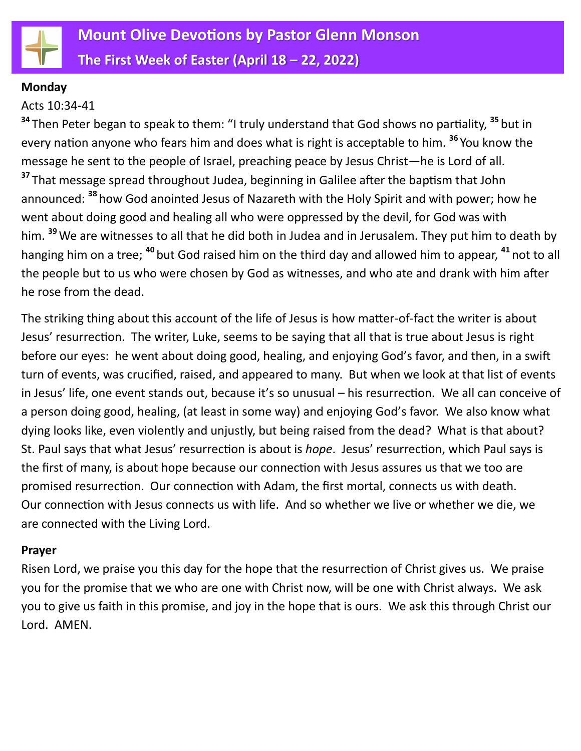# Mount Olive Devotions by Pastor Glenn Monson

## The First Week of Easter (April 18 – 22, 2022)

**Monday**

Acts 10:34-41

[34] Then Peter began to speak to them: "I truly understand that God shows no partiality, [35] but in every nation anyone who fears him and does what is right is acceptable to him. [36] You know the message he sent to the people of Israel, preaching peace by Jesus Christ—he is Lord of all. [37] That message spread throughout Judea, beginning in Galilee after the baptism that John announced: [38] how God anointed Jesus of Nazareth with the Holy Spirit and with power; how he went about doing good and healing all who were oppressed by the devil, for God was with him. [39] We are witnesses to all that he did both in Judea and in Jerusalem. They put him to death by hanging him on a tree; [40] but God raised him on the third day and allowed him to appear, [41] not to all the people but to us who were chosen by God as witnesses, and who ate and drank with him after he rose from the dead.

The striking thing about this account of the life of Jesus is how matter-of-fact the writer is about Jesus' resurrection. The writer, Luke, seems to be saying that all that is true about Jesus is right before our eyes: he went about doing good, healing, and enjoying God's favor, and then, in a swift turn of events, was crucified, raised, and appeared to many. But when we look at that list of events in Jesus' life, one event stands out, because it's so unusual – his resurrection. We all can conceive of a person doing good, healing, (at least in some way) and enjoying God's favor. We also know what dying looks like, even violently and unjustly, but being raised from the dead? What is that about? St. Paul says that what Jesus' resurrection is about is *hope*. Jesus' resurrection, which Paul says is the first of many, is about hope because our connection with Jesus assures us that we too are promised resurrection. Our connection with Adam, the first mortal, connects us with death. Our connection with Jesus connects us with life. And so whether we live or whether we die, we are connected with the Living Lord.

**Prayer**

Risen Lord, we praise you this day for the hope that the resurrection of Christ gives us. We praise you for the promise that we who are one with Christ now, will be one with Christ always. We ask you to give us faith in this promise, and joy in the hope that is ours. We ask this through Christ our Lord. AMEN.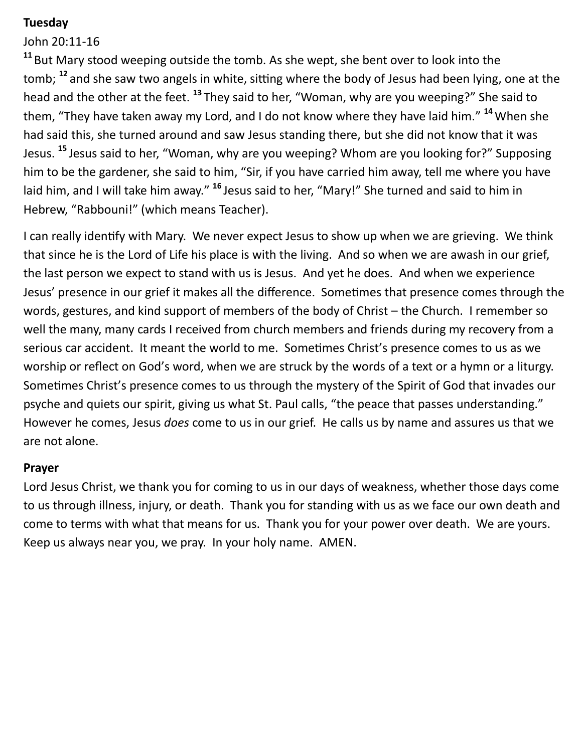**Tuesday**

John 20:11-16

[11] But Mary stood weeping outside the tomb. As she wept, she bent over to look into the tomb; [12] and she saw two angels in white, sitting where the body of Jesus had been lying, one at the head and the other at the feet. [13] They said to her, "Woman, why are you weeping?" She said to them, "They have taken away my Lord, and I do not know where they have laid him." [14] When she had said this, she turned around and saw Jesus standing there, but she did not know that it was Jesus. [15] Jesus said to her, "Woman, why are you weeping? Whom are you looking for?" Supposing him to be the gardener, she said to him, "Sir, if you have carried him away, tell me where you have laid him, and I will take him away." [16] Jesus said to her, "Mary!" She turned and said to him in Hebrew, "Rabbouni!" (which means Teacher).

I can really identify with Mary. We never expect Jesus to show up when we are grieving. We think that since he is the Lord of Life his place is with the living. And so when we are awash in our grief, the last person we expect to stand with us is Jesus. And yet he does. And when we experience Jesus' presence in our grief it makes all the difference. Sometimes that presence comes through the words, gestures, and kind support of members of the body of Christ – the Church. I remember so well the many, many cards I received from church members and friends during my recovery from a serious car accident. It meant the world to me. Sometimes Christ's presence comes to us as we worship or reflect on God's word, when we are struck by the words of a text or a hymn or a liturgy. Sometimes Christ's presence comes to us through the mystery of the Spirit of God that invades our psyche and quiets our spirit, giving us what St. Paul calls, "the peace that passes understanding." However he comes, Jesus *does* come to us in our grief. He calls us by name and assures us that we are not alone.

**Prayer**

Lord Jesus Christ, we thank you for coming to us in our days of weakness, whether those days come to us through illness, injury, or death. Thank you for standing with us as we face our own death and come to terms with what that means for us. Thank you for your power over death. We are yours. Keep us always near you, we pray. In your holy name. AMEN.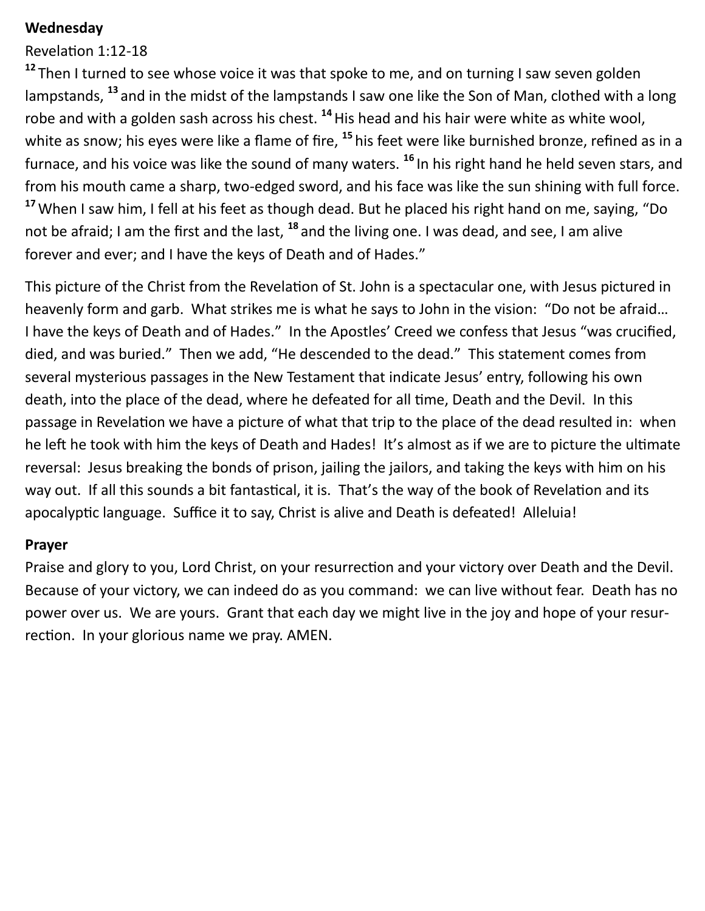**Wednesday**

Revelation 1:12-18

[12] Then I turned to see whose voice it was that spoke to me, and on turning I saw seven golden lampstands, [13] and in the midst of the lampstands I saw one like the Son of Man, clothed with a long robe and with a golden sash across his chest. [14] His head and his hair were white as white wool, white as snow; his eyes were like a flame of fire, [15] his feet were like burnished bronze, refined as in a furnace, and his voice was like the sound of many waters. [16] In his right hand he held seven stars, and from his mouth came a sharp, two-edged sword, and his face was like the sun shining with full force. [17] When I saw him, I fell at his feet as though dead. But he placed his right hand on me, saying, "Do not be afraid; I am the first and the last, [18] and the living one. I was dead, and see, I am alive forever and ever; and I have the keys of Death and of Hades."

This picture of the Christ from the Revelation of St. John is a spectacular one, with Jesus pictured in heavenly form and garb. What strikes me is what he says to John in the vision: "Do not be afraid… I have the keys of Death and of Hades." In the Apostles' Creed we confess that Jesus "was crucified, died, and was buried." Then we add, "He descended to the dead." This statement comes from several mysterious passages in the New Testament that indicate Jesus' entry, following his own death, into the place of the dead, where he defeated for all time, Death and the Devil. In this passage in Revelation we have a picture of what that trip to the place of the dead resulted in: when he left he took with him the keys of Death and Hades! It's almost as if we are to picture the ultimate reversal: Jesus breaking the bonds of prison, jailing the jailors, and taking the keys with him on his way out. If all this sounds a bit fantastical, it is. That's the way of the book of Revelation and its apocalyptic language. Suffice it to say, Christ is alive and Death is defeated! Alleluia!

**Prayer**

Praise and glory to you, Lord Christ, on your resurrection and your victory over Death and the Devil. Because of your victory, we can indeed do as you command: we can live without fear. Death has no power over us. We are yours. Grant that each day we might live in the joy and hope of your resurrection. In your glorious name we pray. AMEN.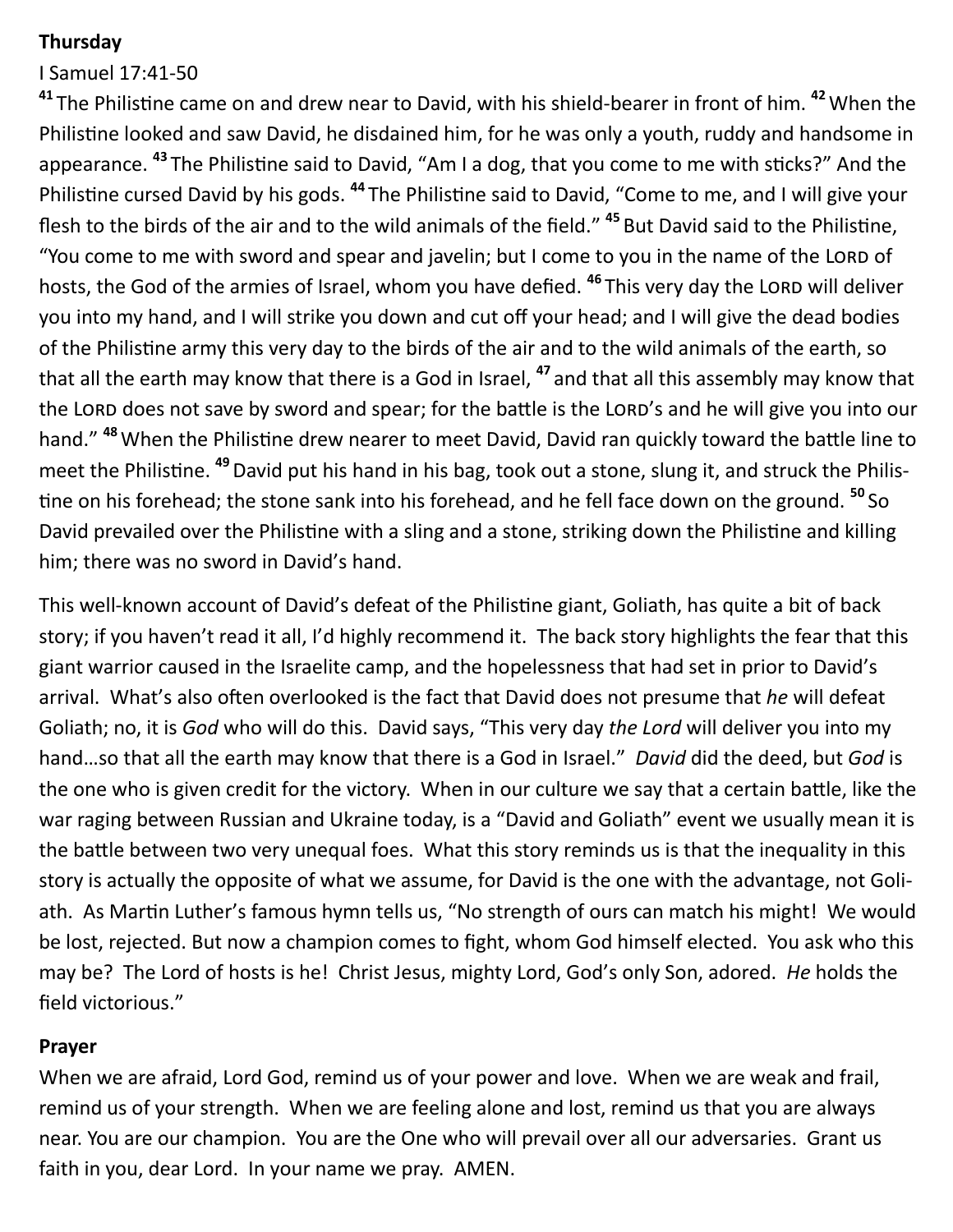**Thursday**

I Samuel 17:41-50

[41] The Philistine came on and drew near to David, with his shield-bearer in front of him. [42] When the Philistine looked and saw David, he disdained him, for he was only a youth, ruddy and handsome in appearance. [43] The Philistine said to David, "Am I a dog, that you come to me with sticks?" And the Philistine cursed David by his gods. [44] The Philistine said to David, "Come to me, and I will give your flesh to the birds of the air and to the wild animals of the field." [45] But David said to the Philistine, "You come to me with sword and spear and javelin; but I come to you in the name of the LORD of hosts, the God of the armies of Israel, whom you have defied. [46] This very day the LORD will deliver you into my hand, and I will strike you down and cut off your head; and I will give the dead bodies of the Philistine army this very day to the birds of the air and to the wild animals of the earth, so that all the earth may know that there is a God in Israel, [47] and that all this assembly may know that the LORD does not save by sword and spear; for the battle is the LORD's and he will give you into our hand." [48] When the Philistine drew nearer to meet David, David ran quickly toward the battle line to meet the Philistine. [49] David put his hand in his bag, took out a stone, slung it, and struck the Philistine on his forehead; the stone sank into his forehead, and he fell face down on the ground. [50] So David prevailed over the Philistine with a sling and a stone, striking down the Philistine and killing him; there was no sword in David's hand.

This well-known account of David's defeat of the Philistine giant, Goliath, has quite a bit of back story; if you haven't read it all, I'd highly recommend it. The back story highlights the fear that this giant warrior caused in the Israelite camp, and the hopelessness that had set in prior to David's arrival. What's also often overlooked is the fact that David does not presume that *he* will defeat Goliath; no, it is *God* who will do this. David says, "This very day *the Lord* will deliver you into my hand…so that all the earth may know that there is a God in Israel." *David* did the deed, but *God* is the one who is given credit for the victory. When in our culture we say that a certain battle, like the war raging between Russian and Ukraine today, is a "David and Goliath" event we usually mean it is the battle between two very unequal foes. What this story reminds us is that the inequality in this story is actually the opposite of what we assume, for David is the one with the advantage, not Goliath. As Martin Luther's famous hymn tells us, "No strength of ours can match his might! We would be lost, rejected. But now a champion comes to fight, whom God himself elected. You ask who this may be? The Lord of hosts is he! Christ Jesus, mighty Lord, God's only Son, adored. *He* holds the field victorious."

**Prayer**

When we are afraid, Lord God, remind us of your power and love. When we are weak and frail, remind us of your strength. When we are feeling alone and lost, remind us that you are always near. You are our champion. You are the One who will prevail over all our adversaries. Grant us faith in you, dear Lord. In your name we pray. AMEN.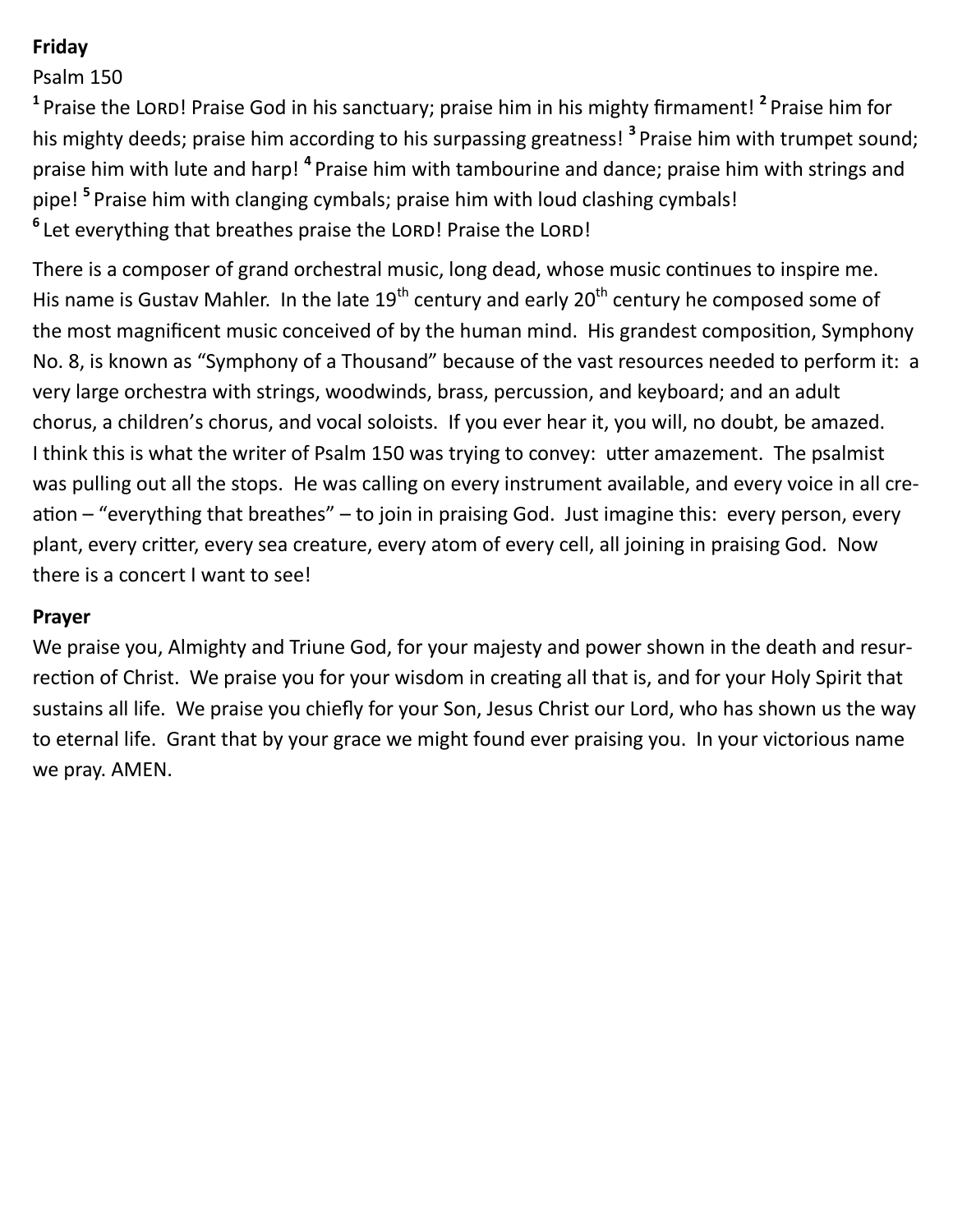**Friday**

Psalm 150

[1] Praise the LORD! Praise God in his sanctuary; praise him in his mighty firmament! [2] Praise him for his mighty deeds; praise him according to his surpassing greatness! [3] Praise him with trumpet sound; praise him with lute and harp! [4] Praise him with tambourine and dance; praise him with strings and pipe! [5] Praise him with clanging cymbals; praise him with loud clashing cymbals!
[6] Let everything that breathes praise the LORD! Praise the LORD!

There is a composer of grand orchestral music, long dead, whose music continues to inspire me. His name is Gustav Mahler. In the late 19th century and early 20th century he composed some of the most magnificent music conceived of by the human mind. His grandest composition, Symphony No. 8, is known as "Symphony of a Thousand" because of the vast resources needed to perform it: a very large orchestra with strings, woodwinds, brass, percussion, and keyboard; and an adult chorus, a children's chorus, and vocal soloists. If you ever hear it, you will, no doubt, be amazed. I think this is what the writer of Psalm 150 was trying to convey: utter amazement. The psalmist was pulling out all the stops. He was calling on every instrument available, and every voice in all creation – "everything that breathes" – to join in praising God. Just imagine this: every person, every plant, every critter, every sea creature, every atom of every cell, all joining in praising God. Now there is a concert I want to see!

**Prayer**

We praise you, Almighty and Triune God, for your majesty and power shown in the death and resurrection of Christ. We praise you for your wisdom in creating all that is, and for your Holy Spirit that sustains all life. We praise you chiefly for your Son, Jesus Christ our Lord, who has shown us the way to eternal life. Grant that by your grace we might found ever praising you. In your victorious name we pray. AMEN.